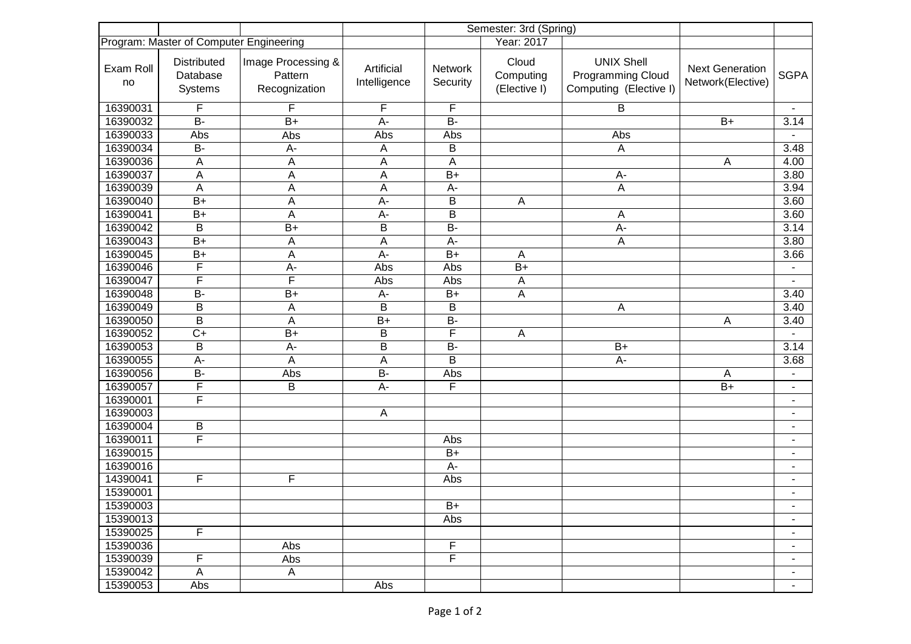| | | | | Semester: 3rd (Spring) | | | | |
|---|---|---|---|---|---|---|---|---|
| Program: Master of Computer Engineering | | | | | Year: 2017 | | | |
| Exam Roll no | Distributed Database Systems | Image Processing & Pattern Recognization | Artificial Intelligence | Network Security | Cloud Computing (Elective I) | UNIX Shell Programming Cloud Computing (Elective I) | Next Generation Network(Elective) | SGPA |
| 16390031 | F | F | F | F | | B | | - |
| 16390032 | B- | B+ | A- | B- | | | B+ | 3.14 |
| 16390033 | Abs | Abs | Abs | Abs | | Abs | | - |
| 16390034 | B- | A- | A | B | | A | | 3.48 |
| 16390036 | A | A | A | A | | | A | 4.00 |
| 16390037 | A | A | A | B+ | | A- | | 3.80 |
| 16390039 | A | A | A | A- | | A | | 3.94 |
| 16390040 | B+ | A | A- | B | A | | | 3.60 |
| 16390041 | B+ | A | A- | B | | A | | 3.60 |
| 16390042 | B | B+ | B | B- | | A- | | 3.14 |
| 16390043 | B+ | A | A | A- | | A | | 3.80 |
| 16390045 | B+ | A | A- | B+ | A | | | 3.66 |
| 16390046 | F | A- | Abs | Abs | B+ | | | - |
| 16390047 | F | F | Abs | Abs | A | | | - |
| 16390048 | B- | B+ | A- | B+ | A | | | 3.40 |
| 16390049 | B | A | B | B | | A | | 3.40 |
| 16390050 | B | A | B+ | B- | | | A | 3.40 |
| 16390052 | C+ | B+ | B | F | A | | | - |
| 16390053 | B | A- | B | B- | | B+ | | 3.14 |
| 16390055 | A- | A | A | B | | A- | | 3.68 |
| 16390056 | B- | Abs | B- | Abs | | | A | - |
| 16390057 | F | B | A- | F | | | B+ | - |
| 16390001 | F | | | | | | | - |
| 16390003 | | | A | | | | | - |
| 16390004 | B | | | | | | | - |
| 16390011 | F | | | Abs | | | | - |
| 16390015 | | | | B+ | | | | - |
| 16390016 | | | | A- | | | | - |
| 14390041 | F | F | | Abs | | | | - |
| 15390001 | | | | | | | | - |
| 15390003 | | | | B+ | | | | - |
| 15390013 | | | | Abs | | | | - |
| 15390025 | F | | | | | | | - |
| 15390036 | | Abs | | F | | | | - |
| 15390039 | F | Abs | | F | | | | - |
| 15390042 | A | A | | | | | | - |
| 15390053 | Abs | | Abs | | | | | - |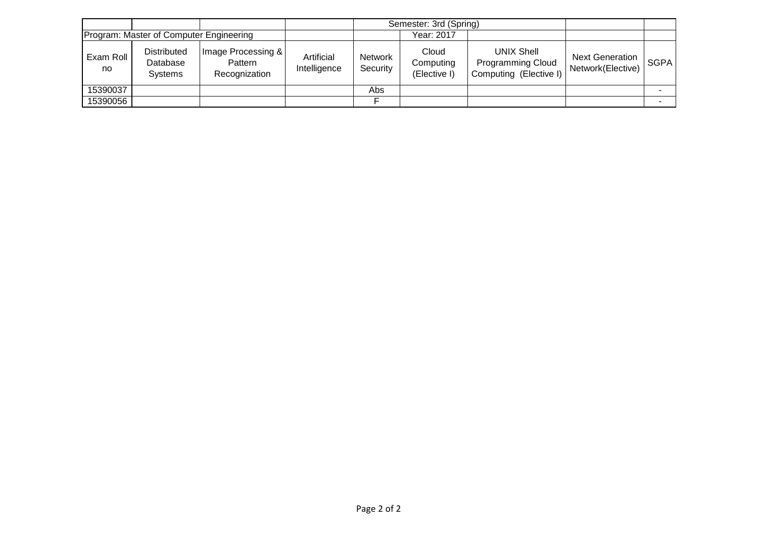| | | | | Semester: 3rd (Spring) | | | | |
|---|---|---|---|---|---|---|---|---|
| Program: Master of Computer Engineering | | | | | Year: 2017 | | | |
| Exam Roll no | Distributed Database Systems | Image Processing & Pattern Recognization | Artificial Intelligence | Network Security | Cloud Computing (Elective I) | UNIX Shell Programming Cloud Computing (Elective I) | Next Generation Network(Elective) | SGPA |
| 15390037 | | | | Abs | | | | - |
| 15390056 | | | | F | | | | - |